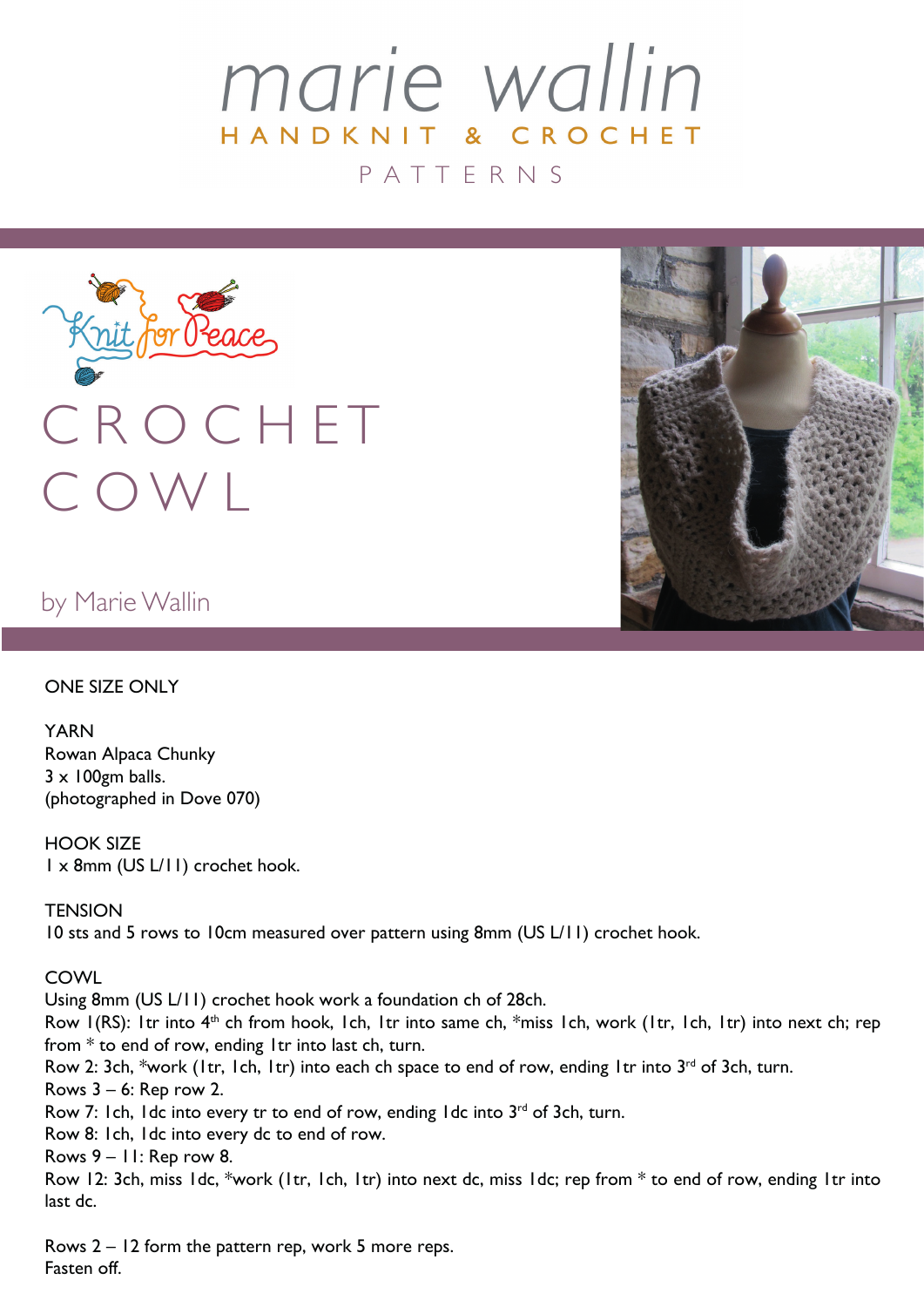marie wallin

HANDKNIT & CROCHET

PATTERNS

Knit for Peace

# CROCHET COWL

by Marie Wallin

ONE SIZE ONLY

YARN
Rowan Alpaca Chunky
3 x 100gm balls.
(photographed in Dove 070)

HOOK SIZE
1 x 8mm (US L/11) crochet hook.

TENSION
10 sts and 5 rows to 10cm measured over pattern using 8mm (US L/11) crochet hook.

COWL
Using 8mm (US L/11) crochet hook work a foundation ch of 28ch.
Row 1(RS): 1tr into 4th ch from hook, 1ch, 1tr into same ch, *miss 1ch, work (1tr, 1ch, 1tr) into next ch; rep from * to end of row, ending 1tr into last ch, turn.
Row 2: 3ch, *work (1tr, 1ch, 1tr) into each ch space to end of row, ending 1tr into 3rd of 3ch, turn.
Rows 3 – 6: Rep row 2.
Row 7: 1ch, 1dc into every tr to end of row, ending 1dc into 3rd of 3ch, turn.
Row 8: 1ch, 1dc into every dc to end of row.
Rows 9 – 11: Rep row 8.
Row 12: 3ch, miss 1dc, *work (1tr, 1ch, 1tr) into next dc, miss 1dc; rep from * to end of row, ending 1tr into last dc.

Rows 2 – 12 form the pattern rep, work 5 more reps.
Fasten off.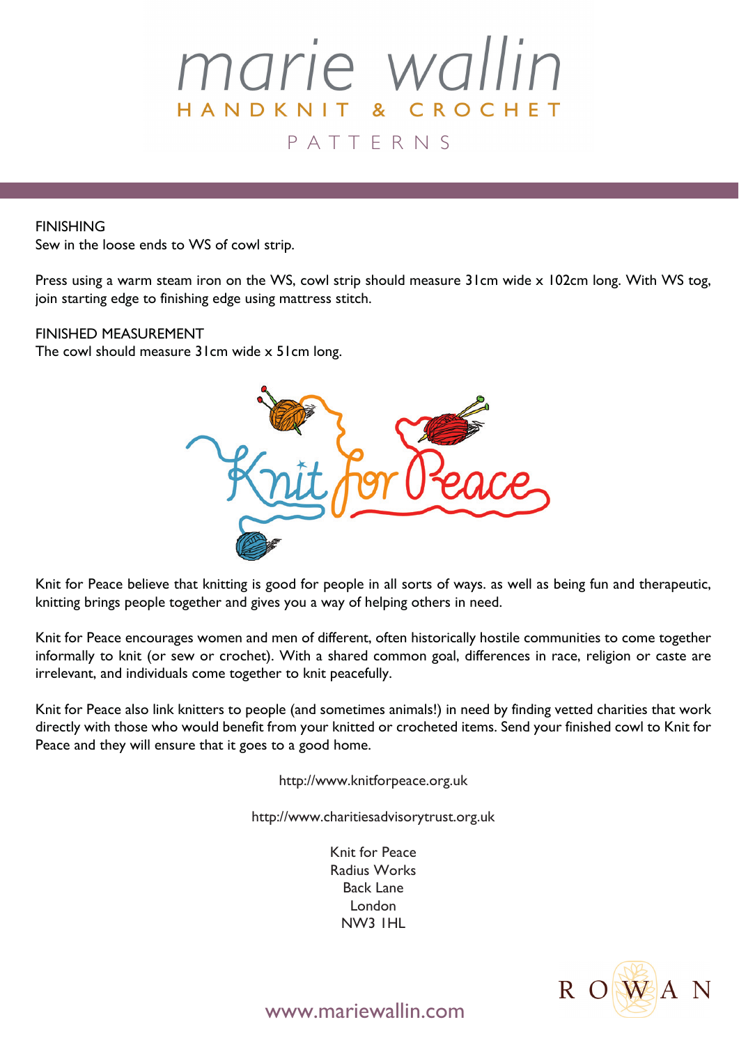## FINISHING

Sew in the loose ends to WS of cowl strip.

Press using a warm steam iron on the WS, cowl strip should measure 31cm wide x 102cm long. With WS tog, join starting edge to finishing edge using mattress stitch.

## FINISHED MEASUREMENT

The cowl should measure 31cm wide x 51cm long.

Knit for Peace believe that knitting is good for people in all sorts of ways. as well as being fun and therapeutic, knitting brings people together and gives you a way of helping others in need.

Knit for Peace encourages women and men of different, often historically hostile communities to come together informally to knit (or sew or crochet). With a shared common goal, differences in race, religion or caste are irrelevant, and individuals come together to knit peacefully.

Knit for Peace also link knitters to people (and sometimes animals!) in need by finding vetted charities that work directly with those who would benefit from your knitted or crocheted items. Send your finished cowl to Knit for Peace and they will ensure that it goes to a good home.

http://www.knitforpeace.org.uk

http://www.charitiesadvisorytrust.org.uk

Knit for Peace
Radius Works
Back Lane
London
NW3 1HL